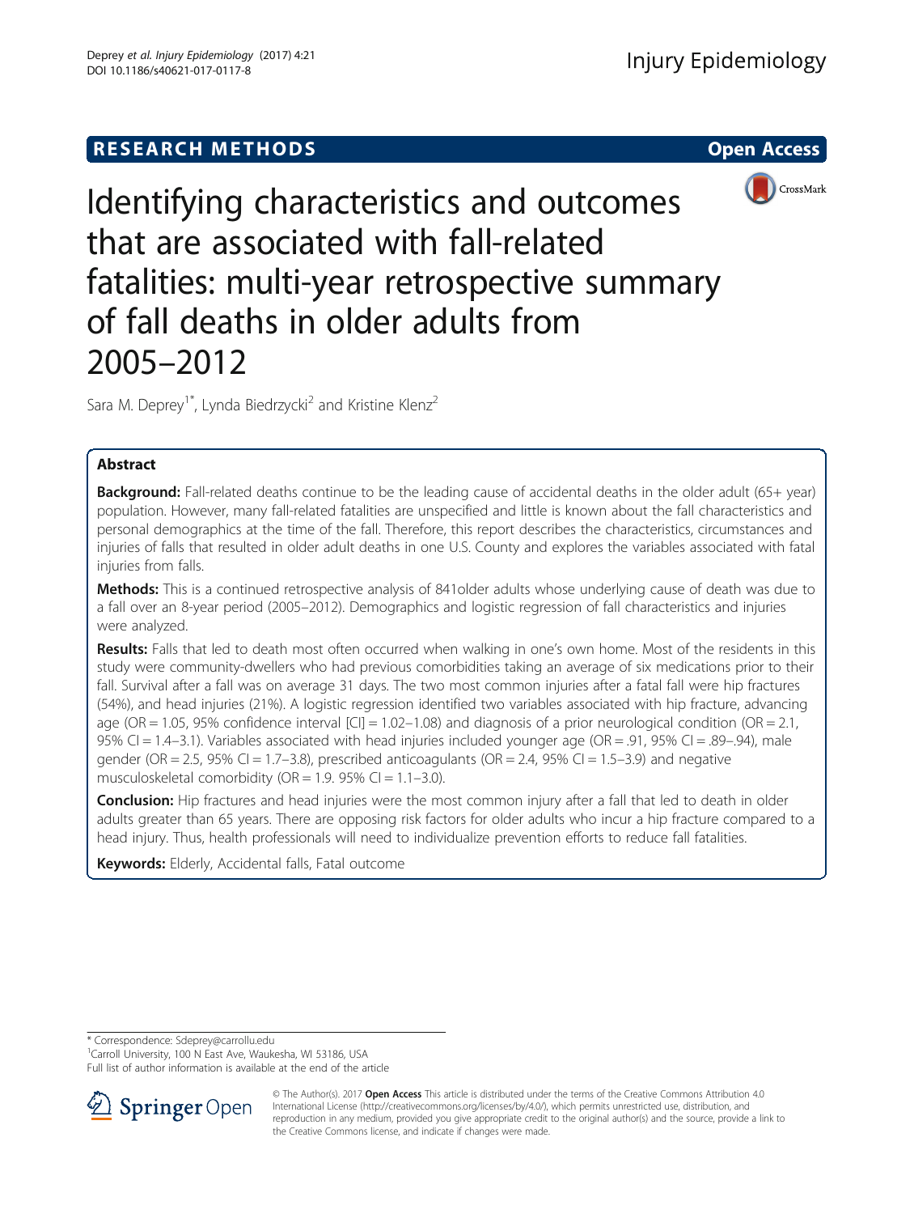RESEARCH METHODS

Open Access

# Identifying characteristics and outcomes that are associated with fall-related fatalities: multi-year retrospective summary of fall deaths in older adults from 2005–2012

Sara M. Deprey[1*], Lynda Biedrzycki[2] and Kristine Klenz[2]

## Abstract

**Background:** Fall-related deaths continue to be the leading cause of accidental deaths in the older adult (65+ year) population. However, many fall-related fatalities are unspecified and little is known about the fall characteristics and personal demographics at the time of the fall. Therefore, this report describes the characteristics, circumstances and injuries of falls that resulted in older adult deaths in one U.S. County and explores the variables associated with fatal injuries from falls.

**Methods:** This is a continued retrospective analysis of 841older adults whose underlying cause of death was due to a fall over an 8-year period (2005–2012). Demographics and logistic regression of fall characteristics and injuries were analyzed.

**Results:** Falls that led to death most often occurred when walking in one's own home. Most of the residents in this study were community-dwellers who had previous comorbidities taking an average of six medications prior to their fall. Survival after a fall was on average 31 days. The two most common injuries after a fatal fall were hip fractures (54%), and head injuries (21%). A logistic regression identified two variables associated with hip fracture, advancing age (OR = 1.05, 95% confidence interval [CI] = 1.02–1.08) and diagnosis of a prior neurological condition (OR = 2.1, 95% CI = 1.4–3.1). Variables associated with head injuries included younger age (OR = .91, 95% CI = .89–.94), male gender (OR = 2.5, 95% CI = 1.7–3.8), prescribed anticoagulants (OR = 2.4, 95% CI = 1.5–3.9) and negative musculoskeletal comorbidity (OR = 1.9. 95% CI = 1.1–3.0).

**Conclusion:** Hip fractures and head injuries were the most common injury after a fall that led to death in older adults greater than 65 years. There are opposing risk factors for older adults who incur a hip fracture compared to a head injury. Thus, health professionals will need to individualize prevention efforts to reduce fall fatalities.

**Keywords:** Elderly, Accidental falls, Fatal outcome

---

\* Correspondence: Sdeprey@carrollu.edu
[1]Carroll University, 100 N East Ave, Waukesha, WI 53186, USA
Full list of author information is available at the end of the article

© The Author(s). 2017 **Open Access** This article is distributed under the terms of the Creative Commons Attribution 4.0 International License (http://creativecommons.org/licenses/by/4.0/), which permits unrestricted use, distribution, and reproduction in any medium, provided you give appropriate credit to the original author(s) and the source, provide a link to the Creative Commons license, and indicate if changes were made.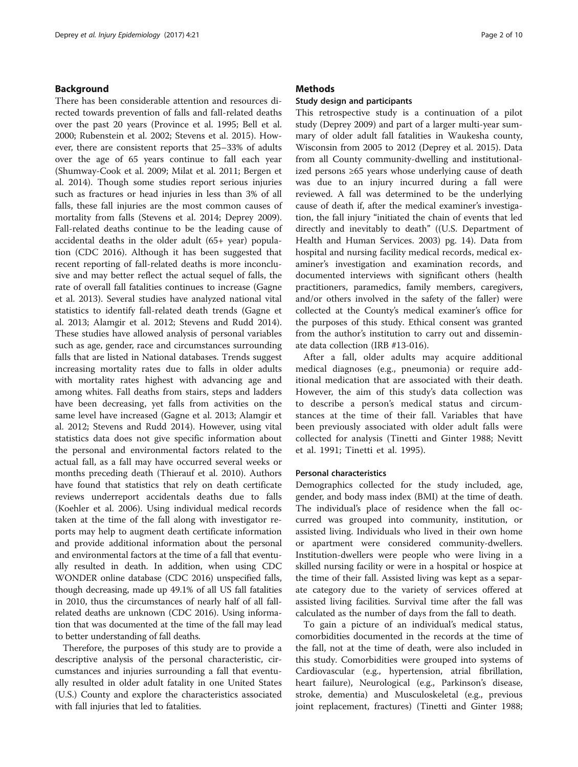## Background

There has been considerable attention and resources directed towards prevention of falls and fall-related deaths over the past 20 years (Province et al. 1995; Bell et al. 2000; Rubenstein et al. 2002; Stevens et al. 2015). However, there are consistent reports that 25–33% of adults over the age of 65 years continue to fall each year (Shumway-Cook et al. 2009; Milat et al. 2011; Bergen et al. 2014). Though some studies report serious injuries such as fractures or head injuries in less than 3% of all falls, these fall injuries are the most common causes of mortality from falls (Stevens et al. 2014; Deprey 2009). Fall-related deaths continue to be the leading cause of accidental deaths in the older adult (65+ year) population (CDC 2016). Although it has been suggested that recent reporting of fall-related deaths is more inconclusive and may better reflect the actual sequel of falls, the rate of overall fall fatalities continues to increase (Gagne et al. 2013). Several studies have analyzed national vital statistics to identify fall-related death trends (Gagne et al. 2013; Alamgir et al. 2012; Stevens and Rudd 2014). These studies have allowed analysis of personal variables such as age, gender, race and circumstances surrounding falls that are listed in National databases. Trends suggest increasing mortality rates due to falls in older adults with mortality rates highest with advancing age and among whites. Fall deaths from stairs, steps and ladders have been decreasing, yet falls from activities on the same level have increased (Gagne et al. 2013; Alamgir et al. 2012; Stevens and Rudd 2014). However, using vital statistics data does not give specific information about the personal and environmental factors related to the actual fall, as a fall may have occurred several weeks or months preceding death (Thierauf et al. 2010). Authors have found that statistics that rely on death certificate reviews underreport accidentals deaths due to falls (Koehler et al. 2006). Using individual medical records taken at the time of the fall along with investigator reports may help to augment death certificate information and provide additional information about the personal and environmental factors at the time of a fall that eventually resulted in death. In addition, when using CDC WONDER online database (CDC 2016) unspecified falls, though decreasing, made up 49.1% of all US fall fatalities in 2010, thus the circumstances of nearly half of all fall-related deaths are unknown (CDC 2016). Using information that was documented at the time of the fall may lead to better understanding of fall deaths.

Therefore, the purposes of this study are to provide a descriptive analysis of the personal characteristic, circumstances and injuries surrounding a fall that eventually resulted in older adult fatality in one United States (U.S.) County and explore the characteristics associated with fall injuries that led to fatalities.

## Methods

### Study design and participants

This retrospective study is a continuation of a pilot study (Deprey 2009) and part of a larger multi-year summary of older adult fall fatalities in Waukesha county, Wisconsin from 2005 to 2012 (Deprey et al. 2015). Data from all County community-dwelling and institutionalized persons ≥65 years whose underlying cause of death was due to an injury incurred during a fall were reviewed. A fall was determined to be the underlying cause of death if, after the medical examiner's investigation, the fall injury "initiated the chain of events that led directly and inevitably to death" ((U.S. Department of Health and Human Services. 2003) pg. 14). Data from hospital and nursing facility medical records, medical examiner's investigation and examination records, and documented interviews with significant others (health practitioners, paramedics, family members, caregivers, and/or others involved in the safety of the faller) were collected at the County's medical examiner's office for the purposes of this study. Ethical consent was granted from the author's institution to carry out and disseminate data collection (IRB #13-016).

After a fall, older adults may acquire additional medical diagnoses (e.g., pneumonia) or require additional medication that are associated with their death. However, the aim of this study's data collection was to describe a person's medical status and circumstances at the time of their fall. Variables that have been previously associated with older adult falls were collected for analysis (Tinetti and Ginter 1988; Nevitt et al. 1991; Tinetti et al. 1995).

### Personal characteristics

Demographics collected for the study included, age, gender, and body mass index (BMI) at the time of death. The individual's place of residence when the fall occurred was grouped into community, institution, or assisted living. Individuals who lived in their own home or apartment were considered community-dwellers. Institution-dwellers were people who were living in a skilled nursing facility or were in a hospital or hospice at the time of their fall. Assisted living was kept as a separate category due to the variety of services offered at assisted living facilities. Survival time after the fall was calculated as the number of days from the fall to death.

To gain a picture of an individual's medical status, comorbidities documented in the records at the time of the fall, not at the time of death, were also included in this study. Comorbidities were grouped into systems of Cardiovascular (e.g., hypertension, atrial fibrillation, heart failure), Neurological (e.g., Parkinson's disease, stroke, dementia) and Musculoskeletal (e.g., previous joint replacement, fractures) (Tinetti and Ginter 1988;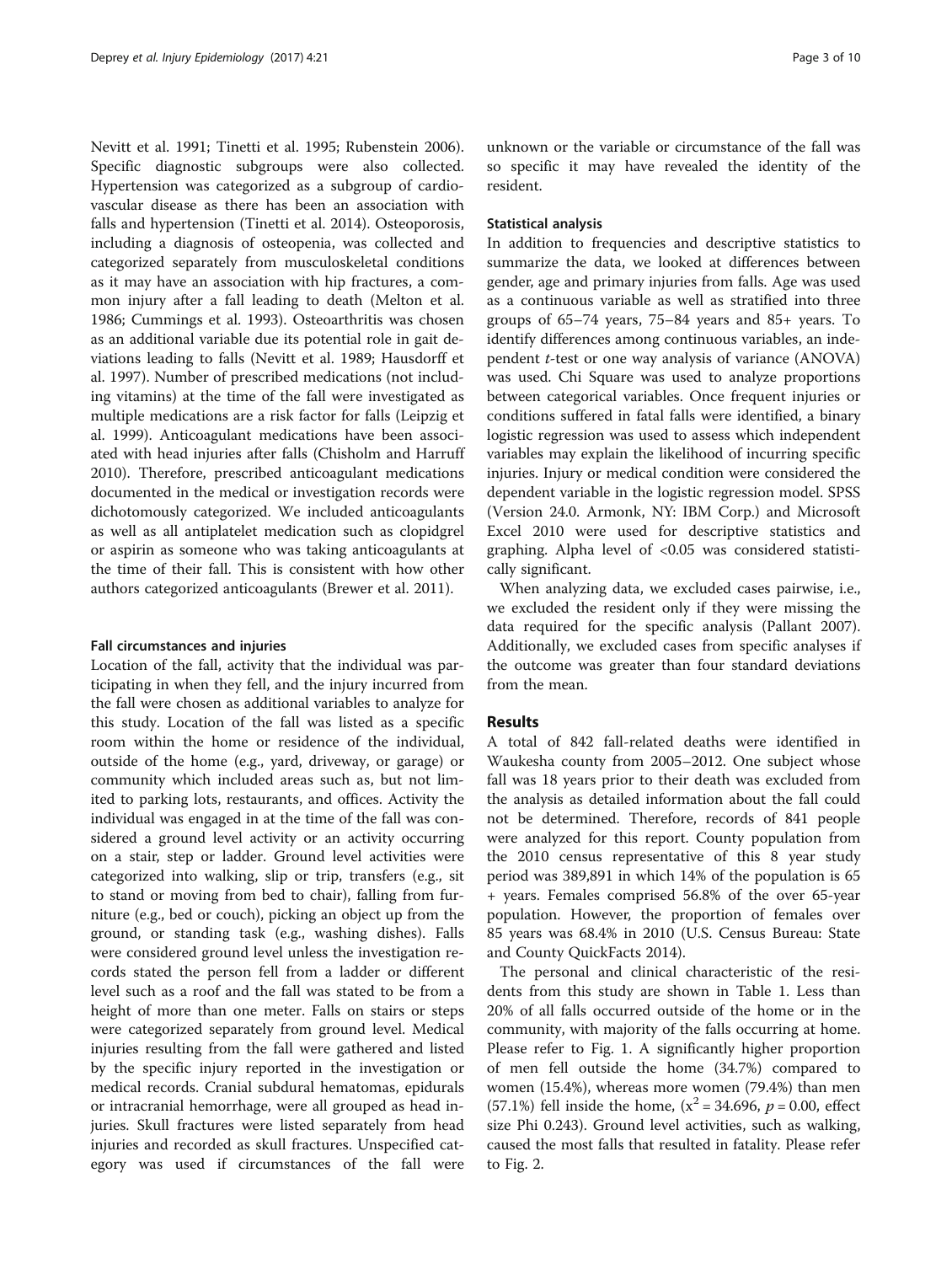Nevitt et al. 1991; Tinetti et al. 1995; Rubenstein 2006). Specific diagnostic subgroups were also collected. Hypertension was categorized as a subgroup of cardiovascular disease as there has been an association with falls and hypertension (Tinetti et al. 2014). Osteoporosis, including a diagnosis of osteopenia, was collected and categorized separately from musculoskeletal conditions as it may have an association with hip fractures, a common injury after a fall leading to death (Melton et al. 1986; Cummings et al. 1993). Osteoarthritis was chosen as an additional variable due its potential role in gait deviations leading to falls (Nevitt et al. 1989; Hausdorff et al. 1997). Number of prescribed medications (not including vitamins) at the time of the fall were investigated as multiple medications are a risk factor for falls (Leipzig et al. 1999). Anticoagulant medications have been associated with head injuries after falls (Chisholm and Harruff 2010). Therefore, prescribed anticoagulant medications documented in the medical or investigation records were dichotomously categorized. We included anticoagulants as well as all antiplatelet medication such as clopidgrel or aspirin as someone who was taking anticoagulants at the time of their fall. This is consistent with how other authors categorized anticoagulants (Brewer et al. 2011).

#### Fall circumstances and injuries

Location of the fall, activity that the individual was participating in when they fell, and the injury incurred from the fall were chosen as additional variables to analyze for this study. Location of the fall was listed as a specific room within the home or residence of the individual, outside of the home (e.g., yard, driveway, or garage) or community which included areas such as, but not limited to parking lots, restaurants, and offices. Activity the individual was engaged in at the time of the fall was considered a ground level activity or an activity occurring on a stair, step or ladder. Ground level activities were categorized into walking, slip or trip, transfers (e.g., sit to stand or moving from bed to chair), falling from furniture (e.g., bed or couch), picking an object up from the ground, or standing task (e.g., washing dishes). Falls were considered ground level unless the investigation records stated the person fell from a ladder or different level such as a roof and the fall was stated to be from a height of more than one meter. Falls on stairs or steps were categorized separately from ground level. Medical injuries resulting from the fall were gathered and listed by the specific injury reported in the investigation or medical records. Cranial subdural hematomas, epidurals or intracranial hemorrhage, were all grouped as head injuries. Skull fractures were listed separately from head injuries and recorded as skull fractures. Unspecified category was used if circumstances of the fall were unknown or the variable or circumstance of the fall was so specific it may have revealed the identity of the resident.

#### Statistical analysis

In addition to frequencies and descriptive statistics to summarize the data, we looked at differences between gender, age and primary injuries from falls. Age was used as a continuous variable as well as stratified into three groups of 65–74 years, 75–84 years and 85+ years. To identify differences among continuous variables, an independent *t*-test or one way analysis of variance (ANOVA) was used. Chi Square was used to analyze proportions between categorical variables. Once frequent injuries or conditions suffered in fatal falls were identified, a binary logistic regression was used to assess which independent variables may explain the likelihood of incurring specific injuries. Injury or medical condition were considered the dependent variable in the logistic regression model. SPSS (Version 24.0. Armonk, NY: IBM Corp.) and Microsoft Excel 2010 were used for descriptive statistics and graphing. Alpha level of <0.05 was considered statistically significant.

When analyzing data, we excluded cases pairwise, i.e., we excluded the resident only if they were missing the data required for the specific analysis (Pallant 2007). Additionally, we excluded cases from specific analyses if the outcome was greater than four standard deviations from the mean.

## Results

A total of 842 fall-related deaths were identified in Waukesha county from 2005–2012. One subject whose fall was 18 years prior to their death was excluded from the analysis as detailed information about the fall could not be determined. Therefore, records of 841 people were analyzed for this report. County population from the 2010 census representative of this 8 year study period was 389,891 in which 14% of the population is 65 + years. Females comprised 56.8% of the over 65-year population. However, the proportion of females over 85 years was 68.4% in 2010 (U.S. Census Bureau: State and County QuickFacts 2014).

The personal and clinical characteristic of the residents from this study are shown in Table 1. Less than 20% of all falls occurred outside of the home or in the community, with majority of the falls occurring at home. Please refer to Fig. 1. A significantly higher proportion of men fell outside the home (34.7%) compared to women (15.4%), whereas more women (79.4%) than men (57.1%) fell inside the home, ($x^2 = 34.696$, $p = 0.00$, effect size Phi 0.243). Ground level activities, such as walking, caused the most falls that resulted in fatality. Please refer to Fig. 2.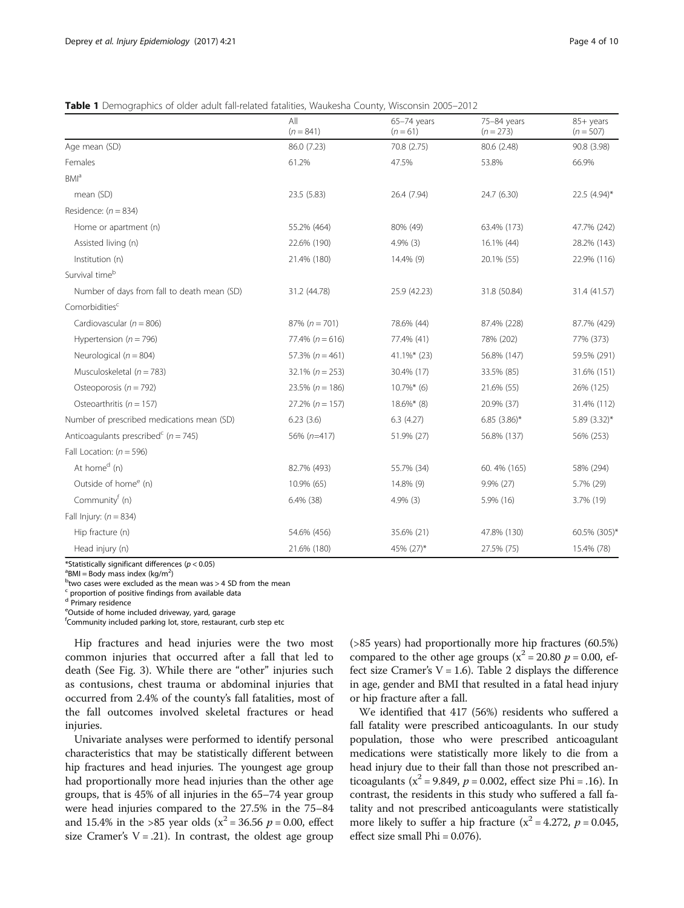**Table 1** Demographics of older adult fall-related fatalities, Waukesha County, Wisconsin 2005–2012

| | All ($n = 841$) | 65–74 years ($n = 61$) | 75–84 years ($n = 273$) | 85+ years ($n = 507$) |
|---|---|---|---|---|
| Age mean (SD) | 86.0 (7.23) | 70.8 (2.75) | 80.6 (2.48) | 90.8 (3.98) |
| Females | 61.2% | 47.5% | 53.8% | 66.9% |
| BMI[a] | | | | |
| mean (SD) | 23.5 (5.83) | 26.4 (7.94) | 24.7 (6.30) | 22.5 (4.94)* |
| Residence: ($n = 834$) | | | | |
| Home or apartment (n) | 55.2% (464) | 80% (49) | 63.4% (173) | 47.7% (242) |
| Assisted living (n) | 22.6% (190) | 4.9% (3) | 16.1% (44) | 28.2% (143) |
| Institution (n) | 21.4% (180) | 14.4% (9) | 20.1% (55) | 22.9% (116) |
| Survival time[b] | | | | |
| Number of days from fall to death mean (SD) | 31.2 (44.78) | 25.9 (42.23) | 31.8 (50.84) | 31.4 (41.57) |
| Comorbidities[c] | | | | |
| Cardiovascular ($n = 806$) | 87% ($n = 701$) | 78.6% (44) | 87.4% (228) | 87.7% (429) |
| Hypertension ($n = 796$) | 77.4% ($n = 616$) | 77.4% (41) | 78% (202) | 77% (373) |
| Neurological ($n = 804$) | 57.3% ($n = 461$) | 41.1%* (23) | 56.8% (147) | 59.5% (291) |
| Musculoskeletal ($n = 783$) | 32.1% ($n = 253$) | 30.4% (17) | 33.5% (85) | 31.6% (151) |
| Osteoporosis ($n = 792$) | 23.5% ($n = 186$) | 10.7%* (6) | 21.6% (55) | 26% (125) |
| Osteoarthritis ($n = 157$) | 27.2% ($n = 157$) | 18.6%* (8) | 20.9% (37) | 31.4% (112) |
| Number of prescribed medications mean (SD) | 6.23 (3.6) | 6.3 (4.27) | 6.85 (3.86)* | 5.89 (3.32)* |
| Anticoagulants prescribed[c] ($n = 745$) | 56% ($n$=417) | 51.9% (27) | 56.8% (137) | 56% (253) |
| Fall Location: ($n = 596$) | | | | |
| At home[d] (n) | 82.7% (493) | 55.7% (34) | 60. 4% (165) | 58% (294) |
| Outside of home[e] (n) | 10.9% (65) | 14.8% (9) | 9.9% (27) | 5.7% (29) |
| Community[f] (n) | 6.4% (38) | 4.9% (3) | 5.9% (16) | 3.7% (19) |
| Fall Injury: ($n = 834$) | | | | |
| Hip fracture (n) | 54.6% (456) | 35.6% (21) | 47.8% (130) | 60.5% (305)* |
| Head injury (n) | 21.6% (180) | 45% (27)* | 27.5% (75) | 15.4% (78) |

*Statistically significant differences ($p < 0.05$)
[a]BMI = Body mass index (kg/m$^2$)
[b]two cases were excluded as the mean was > 4 SD from the mean
[c] proportion of positive findings from available data
[d] Primary residence
[e]Outside of home included driveway, yard, garage
[f]Community included parking lot, store, restaurant, curb step etc

Hip fractures and head injuries were the two most common injuries that occurred after a fall that led to death (See Fig. 3). While there are "other" injuries such as contusions, chest trauma or abdominal injuries that occurred from 2.4% of the county's fall fatalities, most of the fall outcomes involved skeletal fractures or head injuries.

Univariate analyses were performed to identify personal characteristics that may be statistically different between hip fractures and head injuries. The youngest age group had proportionally more head injuries than the other age groups, that is 45% of all injuries in the 65–74 year group were head injuries compared to the 27.5% in the 75–84 and 15.4% in the >85 year olds ($x^2 = 36.56$ $p = 0.00$, effect size Cramer's V = .21). In contrast, the oldest age group (>85 years) had proportionally more hip fractures (60.5%) compared to the other age groups ($x^2 = 20.80$ $p = 0.00$, effect size Cramer's V = 1.6). Table 2 displays the difference in age, gender and BMI that resulted in a fatal head injury or hip fracture after a fall.

We identified that 417 (56%) residents who suffered a fall fatality were prescribed anticoagulants. In our study population, those who were prescribed anticoagulant medications were statistically more likely to die from a head injury due to their fall than those not prescribed anticoagulants ($x^2 = 9.849$, $p = 0.002$, effect size Phi = .16). In contrast, the residents in this study who suffered a fall fatality and not prescribed anticoagulants were statistically more likely to suffer a hip fracture ($x^2 = 4.272$, $p = 0.045$, effect size small Phi = 0.076).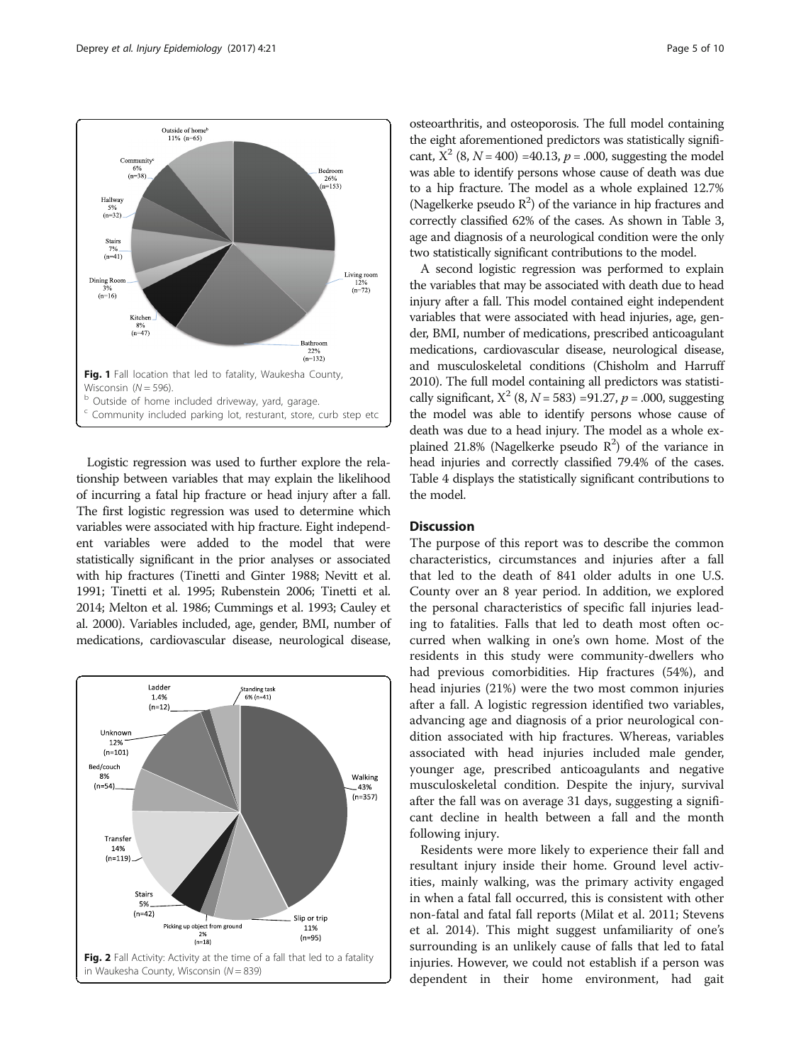Fig. 1 Fall location that led to fatality, Waukesha County, Wisconsin ($N = 596$).
[b] Outside of home included driveway, yard, garage.
[c] Community included parking lot, resturant, store, curb step etc

Logistic regression was used to further explore the relationship between variables that may explain the likelihood of incurring a fatal hip fracture or head injury after a fall. The first logistic regression was used to determine which variables were associated with hip fracture. Eight independent variables were added to the model that were statistically significant in the prior analyses or associated with hip fractures (Tinetti and Ginter 1988; Nevitt et al. 1991; Tinetti et al. 1995; Rubenstein 2006; Tinetti et al. 2014; Melton et al. 1986; Cummings et al. 1993; Cauley et al. 2000). Variables included, age, gender, BMI, number of medications, cardiovascular disease, neurological disease, osteoarthritis, and osteoporosis. The full model containing the eight aforementioned predictors was statistically significant, $X^2$ (8, $N = 400$) =40.13, $p = .000$, suggesting the model was able to identify persons whose cause of death was due to a hip fracture. The model as a whole explained 12.7% (Nagelkerke pseudo $R^2$) of the variance in hip fractures and correctly classified 62% of the cases. As shown in Table 3, age and diagnosis of a neurological condition were the only two statistically significant contributions to the model.

Fig. 2 Fall Activity: Activity at the time of a fall that led to a fatality in Waukesha County, Wisconsin ($N = 839$)

A second logistic regression was performed to explain the variables that may be associated with death due to head injury after a fall. This model contained eight independent variables that were associated with head injuries, age, gender, BMI, number of medications, prescribed anticoagulant medications, cardiovascular disease, neurological disease, and musculoskeletal conditions (Chisholm and Harruff 2010). The full model containing all predictors was statistically significant, $X^2$ (8, $N = 583$) =91.27, $p = .000$, suggesting the model was able to identify persons whose cause of death was due to a head injury. The model as a whole explained 21.8% (Nagelkerke pseudo $R^2$) of the variance in head injuries and correctly classified 79.4% of the cases. Table 4 displays the statistically significant contributions to the model.

## Discussion

The purpose of this report was to describe the common characteristics, circumstances and injuries after a fall that led to the death of 841 older adults in one U.S. County over an 8 year period. In addition, we explored the personal characteristics of specific fall injuries leading to fatalities. Falls that led to death most often occurred when walking in one's own home. Most of the residents in this study were community-dwellers who had previous comorbidities. Hip fractures (54%), and head injuries (21%) were the two most common injuries after a fall. A logistic regression identified two variables, advancing age and diagnosis of a prior neurological condition associated with hip fractures. Whereas, variables associated with head injuries included male gender, younger age, prescribed anticoagulants and negative musculoskeletal condition. Despite the injury, survival after the fall was on average 31 days, suggesting a significant decline in health between a fall and the month following injury.

Residents were more likely to experience their fall and resultant injury inside their home. Ground level activities, mainly walking, was the primary activity engaged in when a fatal fall occurred, this is consistent with other non-fatal and fatal fall reports (Milat et al. 2011; Stevens et al. 2014). This might suggest unfamiliarity of one's surrounding is an unlikely cause of falls that led to fatal injuries. However, we could not establish if a person was dependent in their home environment, had gait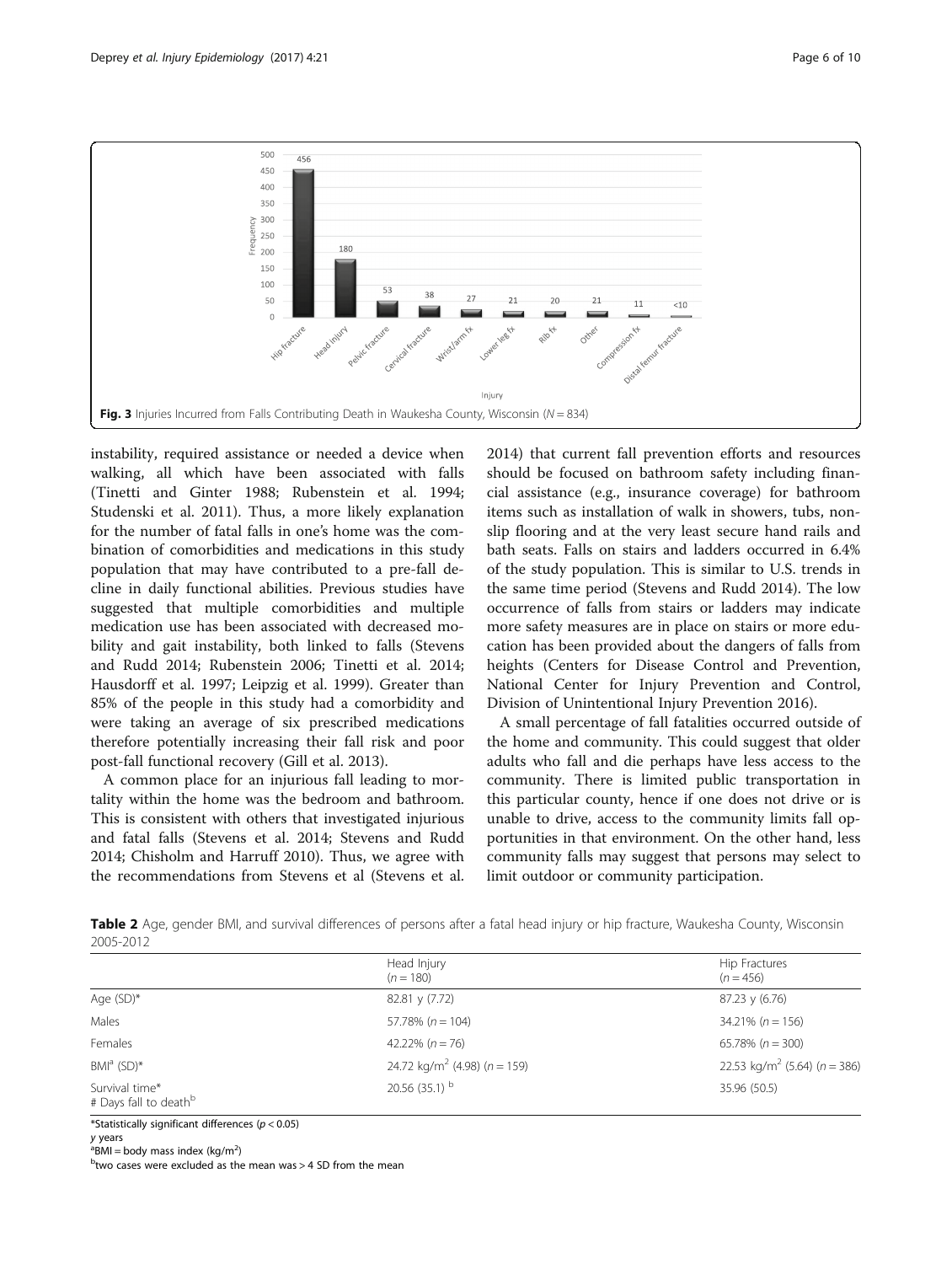Fig. 3 Injuries Incurred from Falls Contributing Death in Waukesha County, Wisconsin ($N = 834$)

instability, required assistance or needed a device when walking, all which have been associated with falls (Tinetti and Ginter 1988; Rubenstein et al. 1994; Studenski et al. 2011). Thus, a more likely explanation for the number of fatal falls in one's home was the combination of comorbidities and medications in this study population that may have contributed to a pre-fall decline in daily functional abilities. Previous studies have suggested that multiple comorbidities and multiple medication use has been associated with decreased mobility and gait instability, both linked to falls (Stevens and Rudd 2014; Rubenstein 2006; Tinetti et al. 2014; Hausdorff et al. 1997; Leipzig et al. 1999). Greater than 85% of the people in this study had a comorbidity and were taking an average of six prescribed medications therefore potentially increasing their fall risk and poor post-fall functional recovery (Gill et al. 2013).

A common place for an injurious fall leading to mortality within the home was the bedroom and bathroom. This is consistent with others that investigated injurious and fatal falls (Stevens et al. 2014; Stevens and Rudd 2014; Chisholm and Harruff 2010). Thus, we agree with the recommendations from Stevens et al (Stevens et al. 2014) that current fall prevention efforts and resources should be focused on bathroom safety including financial assistance (e.g., insurance coverage) for bathroom items such as installation of walk in showers, tubs, non-slip flooring and at the very least secure hand rails and bath seats. Falls on stairs and ladders occurred in 6.4% of the study population. This is similar to U.S. trends in the same time period (Stevens and Rudd 2014). The low occurrence of falls from stairs or ladders may indicate more safety measures are in place on stairs or more education has been provided about the dangers of falls from heights (Centers for Disease Control and Prevention, National Center for Injury Prevention and Control, Division of Unintentional Injury Prevention 2016).

A small percentage of fall fatalities occurred outside of the home and community. This could suggest that older adults who fall and die perhaps have less access to the community. There is limited public transportation in this particular county, hence if one does not drive or is unable to drive, access to the community limits fall opportunities in that environment. On the other hand, less community falls may suggest that persons may select to limit outdoor or community participation.

**Table 2** Age, gender BMI, and survival differences of persons after a fatal head injury or hip fracture, Waukesha County, Wisconsin 2005-2012

| | Head Injury ($n = 180$) | Hip Fractures ($n = 456$) |
|---|---|---|
| Age (SD)* | 82.81 y (7.72) | 87.23 y (6.76) |
| Males | 57.78% ($n = 104$) | 34.21% ($n = 156$) |
| Females | 42.22% ($n = 76$) | 65.78% ($n = 300$) |
| BMI[a] (SD)* | 24.72 kg/m$^2$ (4.98) ($n = 159$) | 22.53 kg/m$^2$ (5.64) ($n = 386$) |
| Survival time* # Days fall to death[b] | 20.56 (35.1) [b] | 35.96 (50.5) |

*Statistically significant differences ($p < 0.05$)
*y* years
[a]BMI = body mass index (kg/m$^2$)
[b]two cases were excluded as the mean was > 4 SD from the mean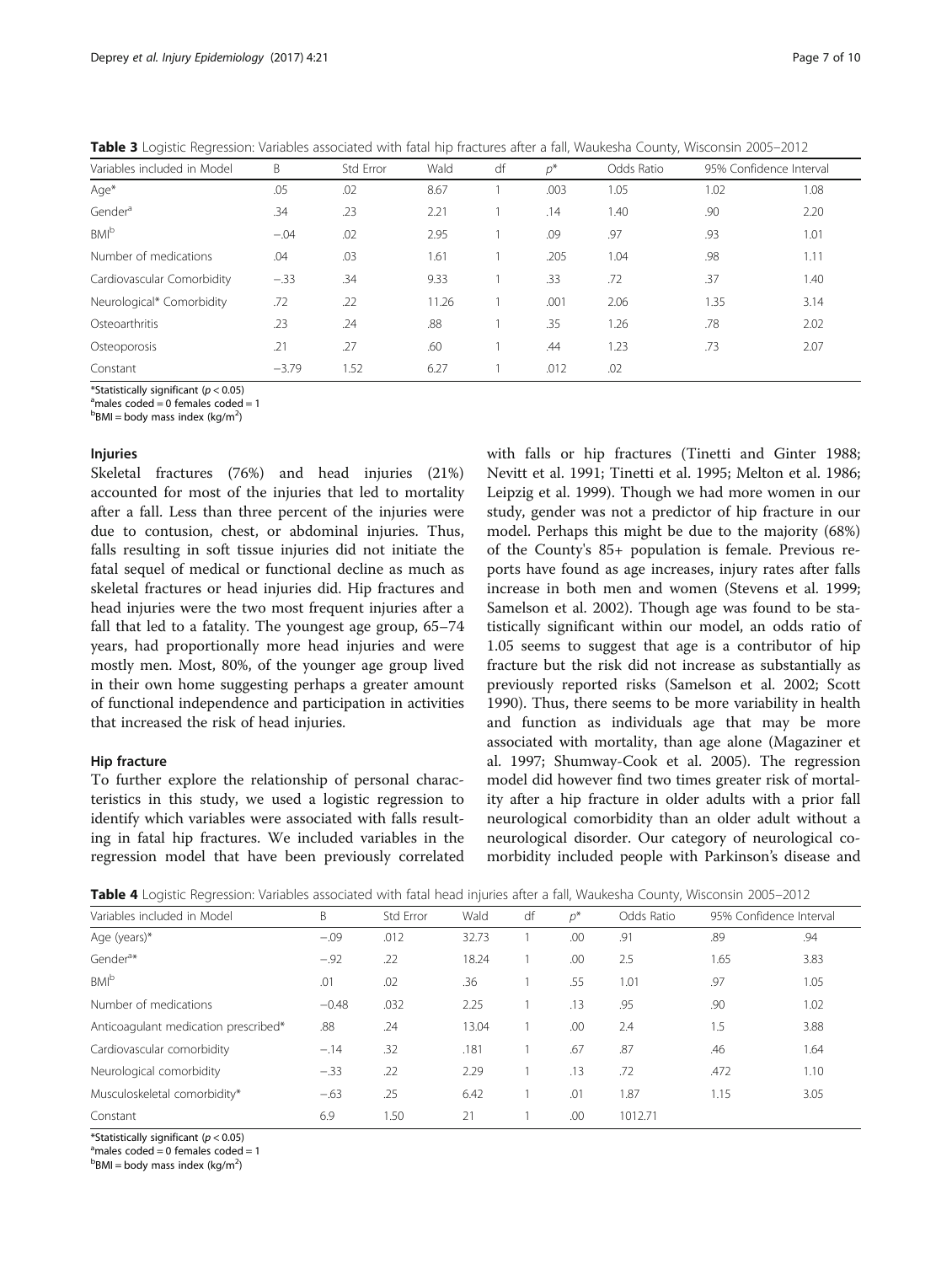**Table 3** Logistic Regression: Variables associated with fatal hip fractures after a fall, Waukesha County, Wisconsin 2005–2012

| Variables included in Model | B | Std Error | Wald | df | $p$* | Odds Ratio | 95% Confidence Interval | |
|---|---|---|---|---|---|---|---|---|
| Age* | .05 | .02 | 8.67 | 1 | .003 | 1.05 | 1.02 | 1.08 |
| Gender[a] | .34 | .23 | 2.21 | 1 | .14 | 1.40 | .90 | 2.20 |
| BMI[b] | −.04 | .02 | 2.95 | 1 | .09 | .97 | .93 | 1.01 |
| Number of medications | .04 | .03 | 1.61 | 1 | .205 | 1.04 | .98 | 1.11 |
| Cardiovascular Comorbidity | −.33 | .34 | 9.33 | 1 | .33 | .72 | .37 | 1.40 |
| Neurological* Comorbidity | .72 | .22 | 11.26 | 1 | .001 | 2.06 | 1.35 | 3.14 |
| Osteoarthritis | .23 | .24 | .88 | 1 | .35 | 1.26 | .78 | 2.02 |
| Osteoporosis | .21 | .27 | .60 | 1 | .44 | 1.23 | .73 | 2.07 |
| Constant | −3.79 | 1.52 | 6.27 | 1 | .012 | .02 | | |

*Statistically significant ($p < 0.05$)
[a]males coded = 0 females coded = 1
[b]BMI = body mass index (kg/m$^2$)

### Injuries

Skeletal fractures (76%) and head injuries (21%) accounted for most of the injuries that led to mortality after a fall. Less than three percent of the injuries were due to contusion, chest, or abdominal injuries. Thus, falls resulting in soft tissue injuries did not initiate the fatal sequel of medical or functional decline as much as skeletal fractures or head injuries did. Hip fractures and head injuries were the two most frequent injuries after a fall that led to a fatality. The youngest age group, 65–74 years, had proportionally more head injuries and were mostly men. Most, 80%, of the younger age group lived in their own home suggesting perhaps a greater amount of functional independence and participation in activities that increased the risk of head injuries.

### Hip fracture

To further explore the relationship of personal characteristics in this study, we used a logistic regression to identify which variables were associated with falls resulting in fatal hip fractures. We included variables in the regression model that have been previously correlated with falls or hip fractures (Tinetti and Ginter 1988; Nevitt et al. 1991; Tinetti et al. 1995; Melton et al. 1986; Leipzig et al. 1999). Though we had more women in our study, gender was not a predictor of hip fracture in our model. Perhaps this might be due to the majority (68%) of the County's 85+ population is female. Previous reports have found as age increases, injury rates after falls increase in both men and women (Stevens et al. 1999; Samelson et al. 2002). Though age was found to be statistically significant within our model, an odds ratio of 1.05 seems to suggest that age is a contributor of hip fracture but the risk did not increase as substantially as previously reported risks (Samelson et al. 2002; Scott 1990). Thus, there seems to be more variability in health and function as individuals age that may be more associated with mortality, than age alone (Magaziner et al. 1997; Shumway-Cook et al. 2005). The regression model did however find two times greater risk of mortality after a hip fracture in older adults with a prior fall neurological comorbidity than an older adult without a neurological disorder. Our category of neurological comorbidity included people with Parkinson's disease and

**Table 4** Logistic Regression: Variables associated with fatal head injuries after a fall, Waukesha County, Wisconsin 2005–2012

| Variables included in Model | B | Std Error | Wald | df | $p$* | Odds Ratio | 95% Confidence Interval | |
|---|---|---|---|---|---|---|---|---|
| Age (years)* | −.09 | .012 | 32.73 | 1 | .00 | .91 | .89 | .94 |
| Gender[a]* | −.92 | .22 | 18.24 | 1 | .00 | 2.5 | 1.65 | 3.83 |
| BMI[b] | .01 | .02 | .36 | 1 | .55 | 1.01 | .97 | 1.05 |
| Number of medications | −0.48 | .032 | 2.25 | 1 | .13 | .95 | .90 | 1.02 |
| Anticoagulant medication prescribed* | .88 | .24 | 13.04 | 1 | .00 | 2.4 | 1.5 | 3.88 |
| Cardiovascular comorbidity | −.14 | .32 | .181 | 1 | .67 | .87 | .46 | 1.64 |
| Neurological comorbidity | −.33 | .22 | 2.29 | 1 | .13 | .72 | .472 | 1.10 |
| Musculoskeletal comorbidity* | −.63 | .25 | 6.42 | 1 | .01 | 1.87 | 1.15 | 3.05 |
| Constant | 6.9 | 1.50 | 21 | 1 | .00 | 1012.71 | | |

*Statistically significant ($p < 0.05$)
[a]males coded = 0 females coded = 1
[b]BMI = body mass index (kg/m$^2$)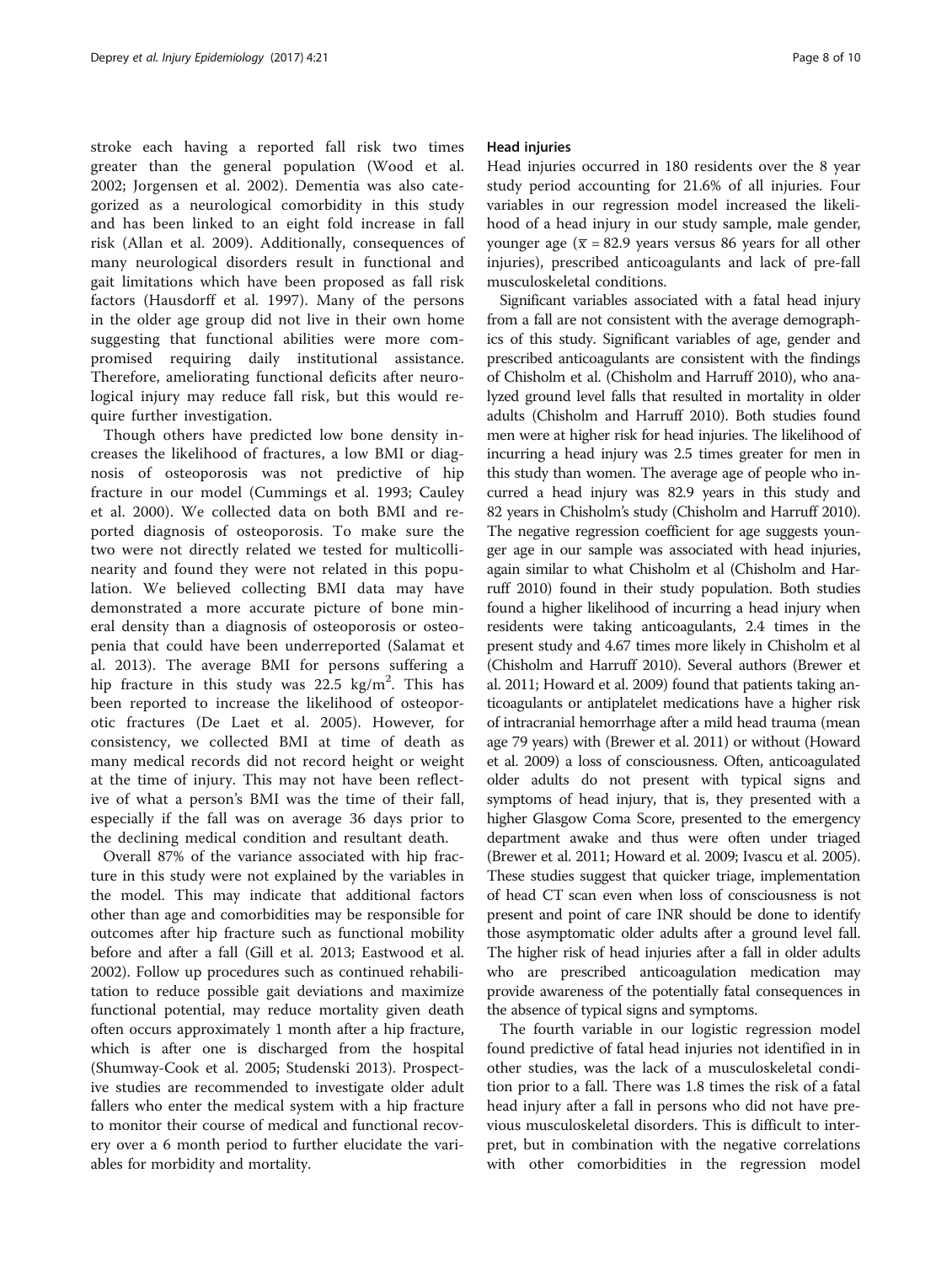stroke each having a reported fall risk two times greater than the general population (Wood et al. 2002; Jorgensen et al. 2002). Dementia was also categorized as a neurological comorbidity in this study and has been linked to an eight fold increase in fall risk (Allan et al. 2009). Additionally, consequences of many neurological disorders result in functional and gait limitations which have been proposed as fall risk factors (Hausdorff et al. 1997). Many of the persons in the older age group did not live in their own home suggesting that functional abilities were more compromised requiring daily institutional assistance. Therefore, ameliorating functional deficits after neurological injury may reduce fall risk, but this would require further investigation.

Though others have predicted low bone density increases the likelihood of fractures, a low BMI or diagnosis of osteoporosis was not predictive of hip fracture in our model (Cummings et al. 1993; Cauley et al. 2000). We collected data on both BMI and reported diagnosis of osteoporosis. To make sure the two were not directly related we tested for multicollinearity and found they were not related in this population. We believed collecting BMI data may have demonstrated a more accurate picture of bone mineral density than a diagnosis of osteoporosis or osteopenia that could have been underreported (Salamat et al. 2013). The average BMI for persons suffering a hip fracture in this study was 22.5 $kg/m^2$. This has been reported to increase the likelihood of osteoporotic fractures (De Laet et al. 2005). However, for consistency, we collected BMI at time of death as many medical records did not record height or weight at the time of injury. This may not have been reflective of what a person's BMI was the time of their fall, especially if the fall was on average 36 days prior to the declining medical condition and resultant death.

Overall 87% of the variance associated with hip fracture in this study were not explained by the variables in the model. This may indicate that additional factors other than age and comorbidities may be responsible for outcomes after hip fracture such as functional mobility before and after a fall (Gill et al. 2013; Eastwood et al. 2002). Follow up procedures such as continued rehabilitation to reduce possible gait deviations and maximize functional potential, may reduce mortality given death often occurs approximately 1 month after a hip fracture, which is after one is discharged from the hospital (Shumway-Cook et al. 2005; Studenski 2013). Prospective studies are recommended to investigate older adult fallers who enter the medical system with a hip fracture to monitor their course of medical and functional recovery over a 6 month period to further elucidate the variables for morbidity and mortality.

#### Head injuries

Head injuries occurred in 180 residents over the 8 year study period accounting for 21.6% of all injuries. Four variables in our regression model increased the likelihood of a head injury in our study sample, male gender, younger age ($\overline{x}$ = 82.9 years versus 86 years for all other injuries), prescribed anticoagulants and lack of pre-fall musculoskeletal conditions.

Significant variables associated with a fatal head injury from a fall are not consistent with the average demographics of this study. Significant variables of age, gender and prescribed anticoagulants are consistent with the findings of Chisholm et al. (Chisholm and Harruff 2010), who analyzed ground level falls that resulted in mortality in older adults (Chisholm and Harruff 2010). Both studies found men were at higher risk for head injuries. The likelihood of incurring a head injury was 2.5 times greater for men in this study than women. The average age of people who incurred a head injury was 82.9 years in this study and 82 years in Chisholm's study (Chisholm and Harruff 2010). The negative regression coefficient for age suggests younger age in our sample was associated with head injuries, again similar to what Chisholm et al (Chisholm and Harruff 2010) found in their study population. Both studies found a higher likelihood of incurring a head injury when residents were taking anticoagulants, 2.4 times in the present study and 4.67 times more likely in Chisholm et al (Chisholm and Harruff 2010). Several authors (Brewer et al. 2011; Howard et al. 2009) found that patients taking anticoagulants or antiplatelet medications have a higher risk of intracranial hemorrhage after a mild head trauma (mean age 79 years) with (Brewer et al. 2011) or without (Howard et al. 2009) a loss of consciousness. Often, anticoagulated older adults do not present with typical signs and symptoms of head injury, that is, they presented with a higher Glasgow Coma Score, presented to the emergency department awake and thus were often under triaged (Brewer et al. 2011; Howard et al. 2009; Ivascu et al. 2005). These studies suggest that quicker triage, implementation of head CT scan even when loss of consciousness is not present and point of care INR should be done to identify those asymptomatic older adults after a ground level fall. The higher risk of head injuries after a fall in older adults who are prescribed anticoagulation medication may provide awareness of the potentially fatal consequences in the absence of typical signs and symptoms.

The fourth variable in our logistic regression model found predictive of fatal head injuries not identified in in other studies, was the lack of a musculoskeletal condition prior to a fall. There was 1.8 times the risk of a fatal head injury after a fall in persons who did not have previous musculoskeletal disorders. This is difficult to interpret, but in combination with the negative correlations with other comorbidities in the regression model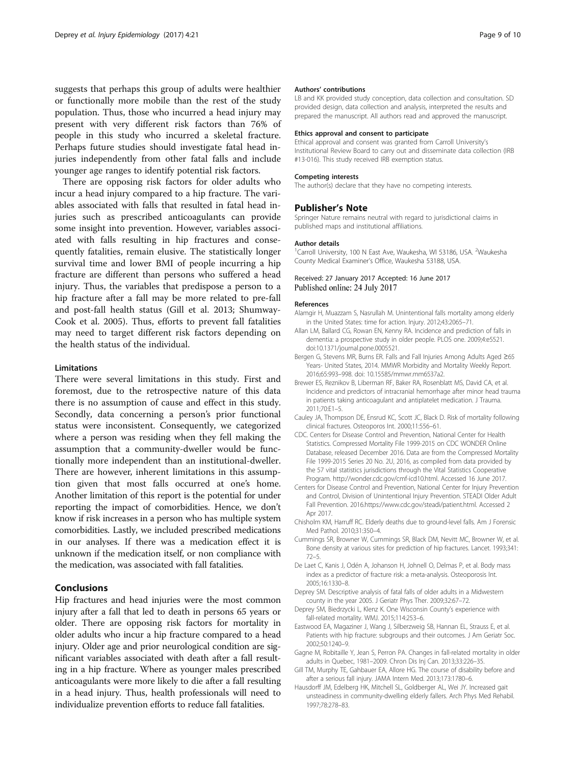suggests that perhaps this group of adults were healthier or functionally more mobile than the rest of the study population. Thus, those who incurred a head injury may present with very different risk factors than 76% of people in this study who incurred a skeletal fracture. Perhaps future studies should investigate fatal head injuries independently from other fatal falls and include younger age ranges to identify potential risk factors.

There are opposing risk factors for older adults who incur a head injury compared to a hip fracture. The variables associated with falls that resulted in fatal head injuries such as prescribed anticoagulants can provide some insight into prevention. However, variables associated with falls resulting in hip fractures and consequently fatalities, remain elusive. The statistically longer survival time and lower BMI of people incurring a hip fracture are different than persons who suffered a head injury. Thus, the variables that predispose a person to a hip fracture after a fall may be more related to pre-fall and post-fall health status (Gill et al. 2013; Shumway-Cook et al. 2005). Thus, efforts to prevent fall fatalities may need to target different risk factors depending on the health status of the individual.

### Limitations

There were several limitations in this study. First and foremost, due to the retrospective nature of this data there is no assumption of cause and effect in this study. Secondly, data concerning a person's prior functional status were inconsistent. Consequently, we categorized where a person was residing when they fell making the assumption that a community-dweller would be functionally more independent than an institutional-dweller. There are however, inherent limitations in this assumption given that most falls occurred at one's home. Another limitation of this report is the potential for under reporting the impact of comorbidities. Hence, we don't know if risk increases in a person who has multiple system comorbidities. Lastly, we included prescribed medications in our analyses. If there was a medication effect it is unknown if the medication itself, or non compliance with the medication, was associated with fall fatalities.

## Conclusions

Hip fractures and head injuries were the most common injury after a fall that led to death in persons 65 years or older. There are opposing risk factors for mortality in older adults who incur a hip fracture compared to a head injury. Older age and prior neurological condition are significant variables associated with death after a fall resulting in a hip fracture. Where as younger males prescribed anticoagulants were more likely to die after a fall resulting in a head injury. Thus, health professionals will need to individualize prevention efforts to reduce fall fatalities.

#### Authors' contributions

LB and KK provided study conception, data collection and consultation. SD provided design, data collection and analysis, interpreted the results and prepared the manuscript. All authors read and approved the manuscript.

#### Ethics approval and consent to participate

Ethical approval and consent was granted from Carroll University's Institutional Review Board to carry out and disseminate data collection (IRB #13-016). This study received IRB exemption status.

#### Competing interests

The author(s) declare that they have no competing interests.

### Publisher's Note

Springer Nature remains neutral with regard to jurisdictional claims in published maps and institutional affiliations.

#### Author details

[1]Carroll University, 100 N East Ave, Waukesha, WI 53186, USA. [2]Waukesha County Medical Examiner's Office, Waukesha 53188, USA.

Received: 27 January 2017 Accepted: 16 June 2017
Published online: 24 July 2017

#### References

Alamgir H, Muazzam S, Nasrullah M. Unintentional falls mortality among elderly in the United States: time for action. Injury. 2012;43:2065–71.

Allan LM, Ballard CG, Rowan EN, Kenny RA. Incidence and prediction of falls in dementia: a prospective study in older people. PLOS one. 2009;4:e5521. doi:10.1371/journal.pone.0005521.

Bergen G, Stevens MR, Burns ER. Falls and Fall Injuries Among Adults Aged ≥65 Years- United States, 2014. MMWR Morbidity and Mortality Weekly Report. 2016;65:993–998. doi: 10.15585/mmwr.mm6537a2.

Brewer ES, Reznikov B, Liberman RF, Baker RA, Rosenblatt MS, David CA, et al. Incidence and predictors of intracranial hemorrhage after minor head trauma in patients taking anticoagulant and antiplatelet medication. J Trauma. 2011;70:E1–5.

Cauley JA, Thompson DE, Ensrud KC, Scott JC, Black D. Risk of mortality following clinical fractures. Osteoporos Int. 2000;11:556–61.

CDC. Centers for Disease Control and Prevention, National Center for Health Statistics. Compressed Mortality File 1999-2015 on CDC WONDER Online Database, released December 2016. Data are from the Compressed Mortality File 1999-2015 Series 20 No. 2U, 2016, as compiled from data provided by the 57 vital statistics jurisdictions through the Vital Statistics Cooperative Program. http://wonder.cdc.gov/cmf-icd10.html. Accessed 16 June 2017.

Centers for Disease Control and Prevention, National Center for Injury Prevention and Control, Division of Unintentional Injury Prevention. STEADI Older Adult Fall Prevention. 2016.https://www.cdc.gov/steadi/patient.html. Accessed 2 Apr 2017.

Chisholm KM, Harruff RC. Elderly deaths due to ground-level falls. Am J Forensic Med Pathol. 2010;31:350–4.

Cummings SR, Browner W, Cummings SR, Black DM, Nevitt MC, Browner W, et al. Bone density at various sites for prediction of hip fractures. Lancet. 1993;341:72–5.

De Laet C, Kanis J, Odén A, Johanson H, Johnell O, Delmas P, et al. Body mass index as a predictor of fracture risk: a meta-analysis. Osteoporosis Int. 2005;16:1330–8.

Deprey SM. Descriptive analysis of fatal falls of older adults in a Midwestern county in the year 2005. J Geriatr Phys Ther. 2009;32:67–72.

Deprey SM, Biedrzycki L, Klenz K. One Wisconsin County's experience with fall-related mortality. WMJ. 2015;114:253–6.

Eastwood EA, Magaziner J, Wang J, Silberzweig SB, Hannan EL, Strauss E, et al. Patients with hip fracture: subgroups and their outcomes. J Am Geriatr Soc. 2002;50:1240–9.

Gagne M, Robitaille Y, Jean S, Perron PA. Changes in fall-related mortality in older adults in Quebec, 1981–2009. Chron Dis Inj Can. 2013;33:226–35.

Gill TM, Murphy TE, Gahbauer EA, Allore HG. The course of disability before and after a serious fall injury. JAMA Intern Med. 2013;173:1780–6.

Hausdorff JM, Edelberg HK, Mitchell SL, Goldberger AL, Wei JY. Increased gait unsteadiness in community-dwelling elderly fallers. Arch Phys Med Rehabil. 1997;78:278–83.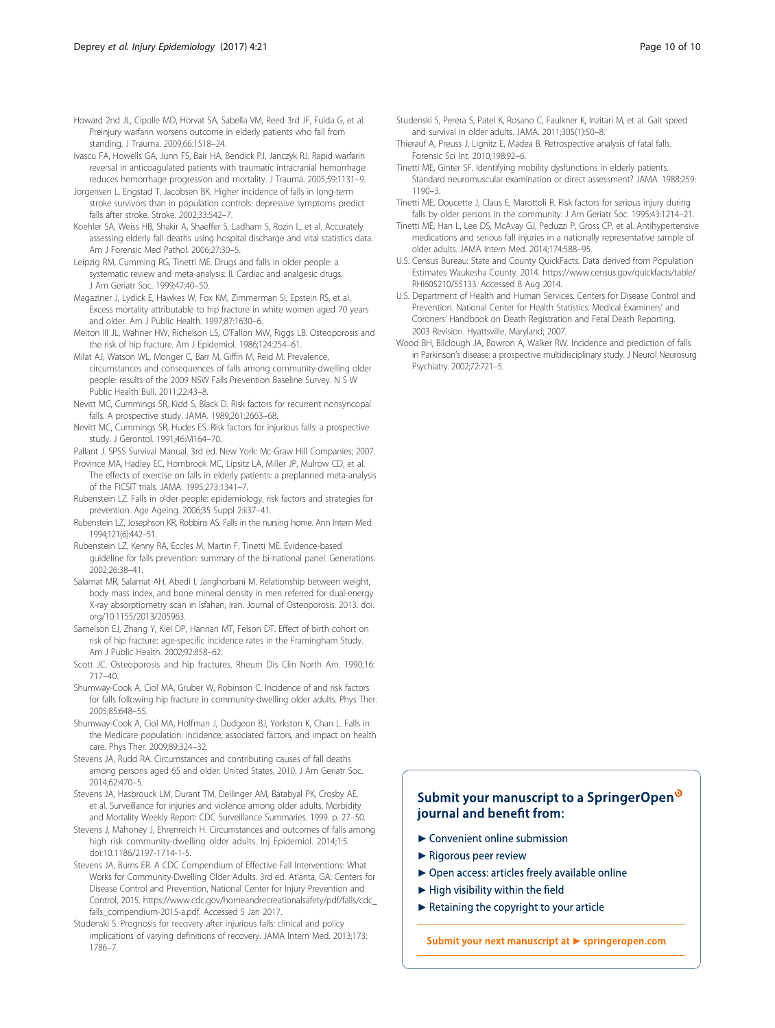Howard 2nd JL, Cipolle MD, Horvat SA, Sabella VM, Reed 3rd JF, Fulda G, et al. Preinjury warfarin worsens outcome in elderly patients who fall from standing. J Trauma. 2009;66:1518–24.

Ivascu FA, Howells GA, Junn FS, Bair HA, Bendick PJ, Janczyk RJ. Rapid warfarin reversal in anticoagulated patients with traumatic intracranial hemorrhage reduces hemorrhage progression and mortality. J Trauma. 2005;59:1131–9.

Jorgensen L, Engstad T, Jacobsen BK. Higher incidence of falls in long-term stroke survivors than in population controls: depressive symptoms predict falls after stroke. Stroke. 2002;33:542–7.

Koehler SA, Weiss HB, Shakir A, Shaeffer S, Ladham S, Rozin L, et al. Accurately assessing elderly fall deaths using hospital discharge and vital statistics data. Am J Forensic Med Pathol. 2006;27:30–5.

Leipzig RM, Cumming RG, Tinetti ME. Drugs and falls in older people: a systematic review and meta-analysis: II. Cardiac and analgesic drugs. J Am Geriatr Soc. 1999;47:40–50.

Magaziner J, Lydick E, Hawkes W, Fox KM, Zimmerman SI, Epstein RS, et al. Excess mortality attributable to hip fracture in white women aged 70 years and older. Am J Public Health. 1997;87:1630–6.

Melton III JL, Wahner HW, Richelson LS, O'Fallon MW, Riggs LB. Osteoporosis and the risk of hip fracture. Am J Epidemiol. 1986;124:254–61.

Milat AJ, Watson WL, Monger C, Barr M, Giffin M, Reid M. Prevalence, circumstances and consequences of falls among community-dwelling older people: results of the 2009 NSW Falls Prevention Baseline Survey. N S W Public Health Bull. 2011;22:43–8.

Nevitt MC, Cummings SR, Kidd S, Black D. Risk factors for recurrent nonsyncopal falls. A prospective study. JAMA. 1989;261:2663–68.

Nevitt MC, Cummings SR, Hudes ES. Risk factors for injurious falls: a prospective study. J Gerontol. 1991;46:M164–70.

Pallant J. SPSS Survival Manual. 3rd ed. New York: Mc-Graw Hill Companies; 2007.

Province MA, Hadley EC, Hornbrook MC, Lipsitz LA, Miller JP, Mulrow CD, et al. The effects of exercise on falls in elderly patients: a preplanned meta-analysis of the FICSIT trials. JAMA. 1995;273:1341–7.

Rubenstein LZ. Falls in older people: epidemiology, risk factors and strategies for prevention. Age Ageing. 2006;35 Suppl 2:ii37–41.

Rubenstein LZ, Josephson KR, Robbins AS. Falls in the nursing home. Ann Intern Med. 1994;121(6):442–51.

Rubenstein LZ, Kenny RA, Eccles M, Martin F, Tinetti ME. Evidence-based guideline for falls prevention: summary of the bi-national panel. Generations. 2002;26:38–41.

Salamat MR, Salamat AH, Abedi I, Janghorbani M. Relationship between weight, body mass index, and bone mineral density in men referred for dual-energy X-ray absorptiometry scan in Isfahan, Iran. Journal of Osteoporosis. 2013. doi.org/10.1155/2013/205963.

Samelson EJ, Zhang Y, Kiel DP, Hannan MT, Felson DT. Effect of birth cohort on risk of hip fracture: age-specific incidence rates in the Framingham Study. Am J Public Health. 2002;92:858–62.

Scott JC. Osteoporosis and hip fractures. Rheum Dis Clin North Am. 1990;16:717–40.

Shumway-Cook A, Ciol MA, Gruber W, Robinson C. Incidence of and risk factors for falls following hip fracture in community-dwelling older adults. Phys Ther. 2005;85:648–55.

Shumway-Cook A, Ciol MA, Hoffman J, Dudgeon BJ, Yorkston K, Chan L. Falls in the Medicare population: incidence, associated factors, and impact on health care. Phys Ther. 2009;89:324–32.

Stevens JA, Rudd RA. Circumstances and contributing causes of fall deaths among persons aged 65 and older: United States, 2010. J Am Geriatr Soc. 2014;62:470–5.

Stevens JA, Hasbrouck LM, Durant TM, Dellinger AM, Batabyal PK, Crosby AE, et al. Surveillance for injuries and violence among older adults, Morbidity and Mortality Weekly Report: CDC Surveillance Summaries. 1999. p. 27–50.

Stevens J, Mahoney J, Ehrenreich H. Circumstances and outcomes of falls among high risk community-dwelling older adults. Inj Epidemiol. 2014;1:5. doi:10.1186/2197-1714-1-5.

Stevens JA, Burns ER. A CDC Compendium of Effective Fall Interventions: What Works for Community-Dwelling Older Adults. 3rd ed. Atlanta, GA: Centers for Disease Control and Prevention, National Center for Injury Prevention and Control, 2015. https://www.cdc.gov/homeandrecreationalsafety/pdf/falls/cdc_falls_compendium-2015-a.pdf. Accessed 5 Jan 2017.

Studenski S. Prognosis for recovery after injurious falls: clinical and policy implications of varying definitions of recovery. JAMA Intern Med. 2013;173:1786–7.

Studenski S, Perera S, Patel K, Rosano C, Faulkner K, Inzitari M, et al. Gait speed and survival in older adults. JAMA. 2011;305(1):50–8.

Thierauf A, Preuss J, Lignitz E, Madea B. Retrospective analysis of fatal falls. Forensic Sci Int. 2010;198:92–6.

Tinetti ME, Ginter SF. Identifying mobility dysfunctions in elderly patients. Standard neuromuscular examination or direct assessment? JAMA. 1988;259:1190–3.

Tinetti ME, Doucette J, Claus E, Marottoli R. Risk factors for serious injury during falls by older persons in the community. J Am Geriatr Soc. 1995;43:1214–21.

Tinetti ME, Han L, Lee DS, McAvay GJ, Peduzzi P, Gross CP, et al. Antihypertensive medications and serious fall injuries in a nationally representative sample of older adults. JAMA Intern Med. 2014;174:588–95.

U.S. Census Bureau: State and County QuickFacts. Data derived from Population Estimates Waukesha County. 2014. https://www.census.gov/quickfacts/table/RHI605210/55133. Accessed 8 Aug 2014.

U.S. Department of Health and Human Services. Centers for Disease Control and Prevention. National Center for Health Statistics. Medical Examiners' and Coroners' Handbook on Death Registration and Fetal Death Reporting. 2003 Revision. Hyattsville, Maryland; 2007.

Wood BH, Bilclough JA, Bowron A, Walker RW. Incidence and prediction of falls in Parkinson's disease: a prospective multidisciplinary study. J Neurol Neurosurg Psychiatry. 2002;72:721–5.

**Submit your manuscript to a SpringerOpen journal and benefit from:**

- Convenient online submission
- Rigorous peer review
- Open access: articles freely available online
- High visibility within the field
- Retaining the copyright to your article

**Submit your next manuscript at ► springeropen.com**